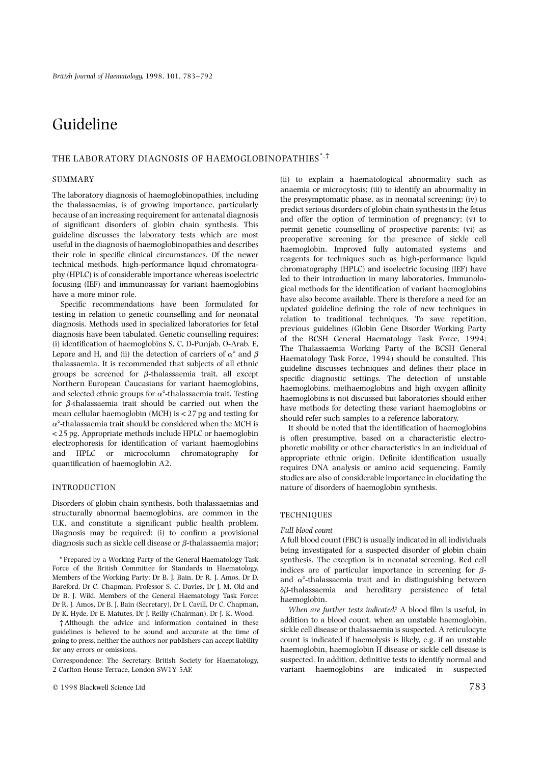# Guideline

## THE LABORATORY DIAGNOSIS OF HAEMOGLOBINOPATHIES[*,†]

### SUMMARY

The laboratory diagnosis of haemoglobinopathies, including the thalassaemias, is of growing importance, particularly because of an increasing requirement for antenatal diagnosis of significant disorders of globin chain synthesis. This guideline discusses the laboratory tests which are most useful in the diagnosis of haemoglobinopathies and describes their role in specific clinical circumstances. Of the newer technical methods, high-performance liquid chromatography (HPLC) is of considerable importance whereas isoelectric focusing (IEF) and immunoassay for variant haemoglobins have a more minor role.

Specific recommendations have been formulated for testing in relation to genetic counselling and for neonatal diagnosis. Methods used in specialized laboratories for fetal diagnosis have been tabulated. Genetic counselling requires: (i) identification of haemoglobins S, C, D-Punjab, O-Arab, E, Lepore and H, and (ii) the detection of carriers of $\alpha^{\circ}$ and $\beta$ thalassaemia. It is recommended that subjects of all ethnic groups be screened for $\beta$-thalassaemia trait, all except Northern European Caucasians for variant haemoglobins, and selected ethnic groups for $\alpha^{\circ}$-thalassaemia trait. Testing for $\beta$-thalassaemia trait should be carried out when the mean cellular haemoglobin (MCH) is < 27 pg and testing for $\alpha^{\circ}$-thalassaemia trait should be considered when the MCH is < 25 pg. Appropriate methods include HPLC or haemoglobin electrophoresis for identification of variant haemoglobins and HPLC or microcolumn chromatography for quantification of haemoglobin A2.

### INTRODUCTION

Disorders of globin chain synthesis, both thalassaemias and structurally abnormal haemoglobins, are common in the U.K. and constitute a significant public health problem. Diagnosis may be required: (i) to confirm a provisional diagnosis such as sickle cell disease or $\beta$-thalassaemia major; (ii) to explain a haematological abnormality such as anaemia or microcytosis; (iii) to identify an abnormality in the presymptomatic phase, as in neonatal screening; (iv) to predict serious disorders of globin chain synthesis in the fetus and offer the option of termination of pregnancy; (v) to permit genetic counselling of prospective parents; (vi) as preoperative screening for the presence of sickle cell haemoglobin. Improved fully automated systems and reagents for techniques such as high-performance liquid chromatography (HPLC) and isoelectric focusing (IEF) have led to their introduction in many laboratories. Immunological methods for the identification of variant haemoglobins have also become available. There is therefore a need for an updated guideline defining the role of new techniques in relation to traditional techniques. To save repetition, previous guidelines (Globin Gene Disorder Working Party of the BCSH General Haematology Task Force, 1994; The Thalassaemia Working Party of the BCSH General Haematology Task Force, 1994) should be consulted. This guideline discusses techniques and defines their place in specific diagnostic settings. The detection of unstable haemoglobins, methaemoglobins and high oxygen affinity haemoglobins is not discussed but laboratories should either have methods for detecting these variant haemoglobins or should refer such samples to a reference laboratory.

It should be noted that the identification of haemoglobins is often presumptive, based on a characteristic electrophoretic mobility or other characteristics in an individual of appropriate ethnic origin. Definite identification usually requires DNA analysis or amino acid sequencing. Family studies are also of considerable importance in elucidating the nature of disorders of haemoglobin synthesis.

### TECHNIQUES

#### *Full blood count*

A full blood count (FBC) is usually indicated in all individuals being investigated for a suspected disorder of globin chain synthesis. The exception is in neonatal screening. Red cell indices are of particular importance in screening for $\beta$- and $\alpha^{\circ}$-thalassaemia trait and in distinguishing between $\delta\beta$-thalassaemia and hereditary persistence of fetal haemoglobin.

*When are further tests indicated?* A blood film is useful, in addition to a blood count, when an unstable haemoglobin, sickle cell disease or thalassaemia is suspected. A reticulocyte count is indicated if haemolysis is likely, e.g. if an unstable haemoglobin, haemoglobin H disease or sickle cell disease is suspected. In addition, definitive tests to identify normal and variant haemoglobins are indicated in suspected

---

[*] Prepared by a Working Party of the General Haematology Task Force of the British Committee for Standards in Haematology. Members of the Working Party: Dr B. J. Bain, Dr R. J. Amos, Dr D. Bareford, Dr C. Chapman, Professor S. C. Davies, Dr J. M. Old and Dr B. J. Wild. Members of the General Haematology Task Force: Dr R. J. Amos, Dr B. J. Bain (Secretary), Dr I. Cavill, Dr C. Chapman, Dr K. Hyde, Dr E. Matutes, Dr J. Reilly (Chairman), Dr J. K. Wood.

[†] Although the advice and information contained in these guidelines is believed to be sound and accurate at the time of going to press, neither the authors nor publishers can accept liability for any errors or omissions.

Correspondence: The Secretary, British Society for Haematology, 2 Carlton House Terrace, London SW1Y 5AF.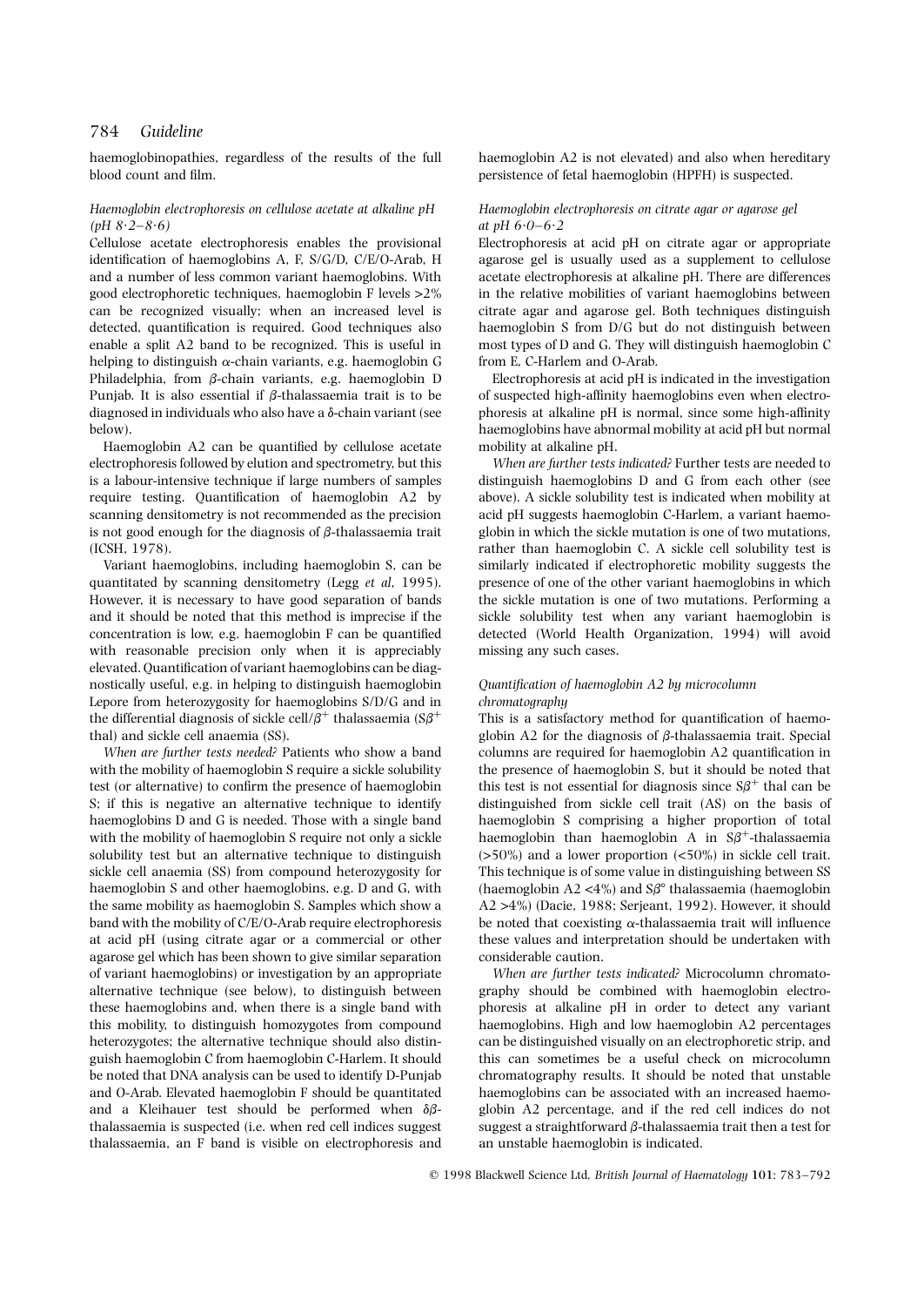haemoglobinopathies, regardless of the results of the full blood count and film.

### *Haemoglobin electrophoresis on cellulose acetate at alkaline pH (pH 8·2–8·6)*

Cellulose acetate electrophoresis enables the provisional identification of haemoglobins A, F, S/G/D, C/E/O-Arab, H and a number of less common variant haemoglobins. With good electrophoretic techniques, haemoglobin F levels >2% can be recognized visually; when an increased level is detected, quantification is required. Good techniques also enable a split A2 band to be recognized. This is useful in helping to distinguish $\alpha$-chain variants, e.g. haemoglobin G Philadelphia, from $\beta$-chain variants, e.g. haemoglobin D Punjab. It is also essential if $\beta$-thalassaemia trait is to be diagnosed in individuals who also have a $\delta$-chain variant (see below).

Haemoglobin A2 can be quantified by cellulose acetate electrophoresis followed by elution and spectrometry, but this is a labour-intensive technique if large numbers of samples require testing. Quantification of haemoglobin A2 by scanning densitometry is not recommended as the precision is not good enough for the diagnosis of $\beta$-thalassaemia trait (ICSH, 1978).

Variant haemoglobins, including haemoglobin S, can be quantitated by scanning densitometry (Legg *et al*, 1995). However, it is necessary to have good separation of bands and it should be noted that this method is imprecise if the concentration is low, e.g. haemoglobin F can be quantified with reasonable precision only when it is appreciably elevated. Quantification of variant haemoglobins can be diagnostically useful, e.g. in helping to distinguish haemoglobin Lepore from heterozygosity for haemoglobins S/D/G and in the differential diagnosis of sickle cell/$\beta^+$ thalassaemia (S$\beta^+$ thal) and sickle cell anaemia (SS).

*When are further tests needed?* Patients who show a band with the mobility of haemoglobin S require a sickle solubility test (or alternative) to confirm the presence of haemoglobin S; if this is negative an alternative technique to identify haemoglobins D and G is needed. Those with a single band with the mobility of haemoglobin S require not only a sickle solubility test but an alternative technique to distinguish sickle cell anaemia (SS) from compound heterozygosity for haemoglobin S and other haemoglobins, e.g. D and G, with the same mobility as haemoglobin S. Samples which show a band with the mobility of C/E/O-Arab require electrophoresis at acid pH (using citrate agar or a commercial or other agarose gel which has been shown to give similar separation of variant haemoglobins) or investigation by an appropriate alternative technique (see below), to distinguish between these haemoglobins and, when there is a single band with this mobility, to distinguish homozygotes from compound heterozygotes; the alternative technique should also distinguish haemoglobin C from haemoglobin C-Harlem. It should be noted that DNA analysis can be used to identify D-Punjab and O-Arab. Elevated haemoglobin F should be quantitated and a Kleihauer test should be performed when $\delta\beta$-thalassaemia is suspected (i.e. when red cell indices suggest thalassaemia, an F band is visible on electrophoresis and haemoglobin A2 is not elevated) and also when hereditary persistence of fetal haemoglobin (HPFH) is suspected.

### *Haemoglobin electrophoresis on citrate agar or agarose gel at pH 6·0–6·2*

Electrophoresis at acid pH on citrate agar or appropriate agarose gel is usually used as a supplement to cellulose acetate electrophoresis at alkaline pH. There are differences in the relative mobilities of variant haemoglobins between citrate agar and agarose gel. Both techniques distinguish haemoglobin S from D/G but do not distinguish between most types of D and G. They will distinguish haemoglobin C from E, C-Harlem and O-Arab.

Electrophoresis at acid pH is indicated in the investigation of suspected high-affinity haemoglobins even when electrophoresis at alkaline pH is normal, since some high-affinity haemoglobins have abnormal mobility at acid pH but normal mobility at alkaline pH.

*When are further tests indicated?* Further tests are needed to distinguish haemoglobins D and G from each other (see above). A sickle solubility test is indicated when mobility at acid pH suggests haemoglobin C-Harlem, a variant haemoglobin in which the sickle mutation is one of two mutations, rather than haemoglobin C. A sickle cell solubility test is similarly indicated if electrophoretic mobility suggests the presence of one of the other variant haemoglobins in which the sickle mutation is one of two mutations. Performing a sickle solubility test when any variant haemoglobin is detected (World Health Organization, 1994) will avoid missing any such cases.

### *Quantification of haemoglobin A2 by microcolumn chromatography*

This is a satisfactory method for quantification of haemoglobin A2 for the diagnosis of $\beta$-thalassaemia trait. Special columns are required for haemoglobin A2 quantification in the presence of haemoglobin S, but it should be noted that this test is not essential for diagnosis since S$\beta^+$ thal can be distinguished from sickle cell trait (AS) on the basis of haemoglobin S comprising a higher proportion of total haemoglobin than haemoglobin A in S$\beta^+$-thalassaemia (>50%) and a lower proportion (<50%) in sickle cell trait. This technique is of some value in distinguishing between SS (haemoglobin A2 <4%) and S$\beta^\circ$ thalassaemia (haemoglobin A2 >4%) (Dacie, 1988; Serjeant, 1992). However, it should be noted that coexisting $\alpha$-thalassaemia trait will influence these values and interpretation should be undertaken with considerable caution.

*When are further tests indicated?* Microcolumn chromatography should be combined with haemoglobin electrophoresis at alkaline pH in order to detect any variant haemoglobins. High and low haemoglobin A2 percentages can be distinguished visually on an electrophoretic strip, and this can sometimes be a useful check on microcolumn chromatography results. It should be noted that unstable haemoglobins can be associated with an increased haemoglobin A2 percentage, and if the red cell indices do not suggest a straightforward $\beta$-thalassaemia trait then a test for an unstable haemoglobin is indicated.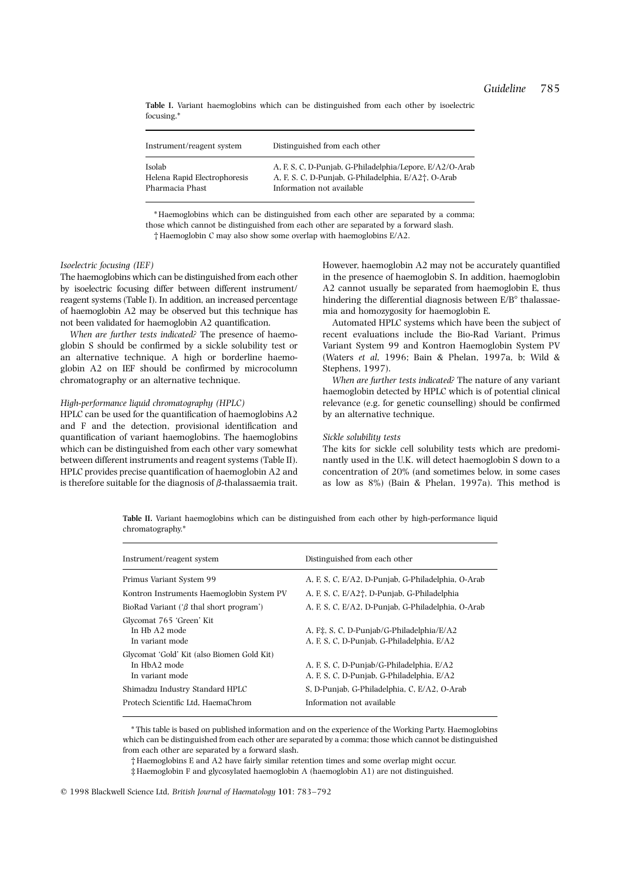**Table I.** Variant haemoglobins which can be distinguished from each other by isoelectric focusing.*

| Instrument/reagent system | Distinguished from each other |
| --- | --- |
| Isolab | A, F, S, C, D-Punjab, G-Philadelphia/Lepore, E/A2/O-Arab |
| Helena Rapid Electrophoresis | A, F, S. C, D-Punjab, G-Philadelphia, E/A2†, O-Arab |
| Pharmacia Phast | Information not available |

*Haemoglobins which can be distinguished from each other are separated by a comma; those which cannot be distinguished from each other are separated by a forward slash.

†Haemoglobin C may also show some overlap with haemoglobins E/A2.

*Isoelectric focusing (IEF)*

The haemoglobins which can be distinguished from each other by isoelectric focusing differ between different instrument/reagent systems (Table I). In addition, an increased percentage of haemoglobin A2 may be observed but this technique has not been validated for haemoglobin A2 quantification.

*When are further tests indicated?* The presence of haemoglobin S should be confirmed by a sickle solubility test or an alternative technique. A high or borderline haemoglobin A2 on IEF should be confirmed by microcolumn chromatography or an alternative technique.

*High-performance liquid chromatography (HPLC)*

HPLC can be used for the quantification of haemoglobins A2 and F and the detection, provisional identification and quantification of variant haemoglobins. The haemoglobins which can be distinguished from each other vary somewhat between different instruments and reagent systems (Table II). HPLC provides precise quantification of haemoglobin A2 and is therefore suitable for the diagnosis of $\beta$-thalassaemia trait. However, haemoglobin A2 may not be accurately quantified in the presence of haemoglobin S. In addition, haemoglobin A2 cannot usually be separated from haemoglobin E, thus hindering the differential diagnosis between E/$\beta^{\circ}$ thalassaemia and homozygosity for haemoglobin E.

Automated HPLC systems which have been the subject of recent evaluations include the Bio-Rad Variant, Primus Variant System 99 and Kontron Haemoglobin System PV (Waters *et al*, 1996; Bain & Phelan, 1997a, b; Wild & Stephens, 1997).

*When are further tests indicated?* The nature of any variant haemoglobin detected by HPLC which is of potential clinical relevance (e.g. for genetic counselling) should be confirmed by an alternative technique.

*Sickle solubility tests*

The kits for sickle cell solubility tests which are predominantly used in the U.K. will detect haemoglobin S down to a concentration of 20% (and sometimes below, in some cases as low as 8%) (Bain & Phelan, 1997a). This method is

**Table II.** Variant haemoglobins which can be distinguished from each other by high-performance liquid chromatography.*

| Instrument/reagent system | Distinguished from each other |
| --- | --- |
| Primus Variant System 99 | A, F, S, C, E/A2, D-Punjab, G-Philadelphia, O-Arab |
| Kontron Instruments Haemoglobin System PV | A, F, S, C, E/A2†, D-Punjab, G-Philadelphia |
| BioRad Variant ('$\beta$ thal short program') | A, F, S, C, E/A2, D-Punjab, G-Philadelphia, O-Arab |
| Glycomat 765 'Green' Kit | |
| In Hb A2 mode | A, F‡, S, C, D-Punjab/G-Philadelphia/E/A2 |
| In variant mode | A, F, S, C, D-Punjab, G-Philadelphia, E/A2 |
| Glycomat 'Gold' Kit (also Biomen Gold Kit) | |
| In HbA2 mode | A, F, S, C, D-Punjab/G-Philadelphia, E/A2 |
| In variant mode | A, F, S, C, D-Punjab, G-Philadelphia, E/A2 |
| Shimadzu Industry Standard HPLC | S, D-Punjab, G-Philadelphia, C, E/A2, O-Arab |
| Protech Scientific Ltd, HaemaChrom | Information not available |

*This table is based on published information and on the experience of the Working Party. Haemoglobins which can be distinguished from each other are separated by a comma; those which cannot be distinguished from each other are separated by a forward slash.

†Haemoglobins E and A2 have fairly similar retention times and some overlap might occur.

‡Haemoglobin F and glycosylated haemoglobin A (haemoglobin A1) are not distinguished.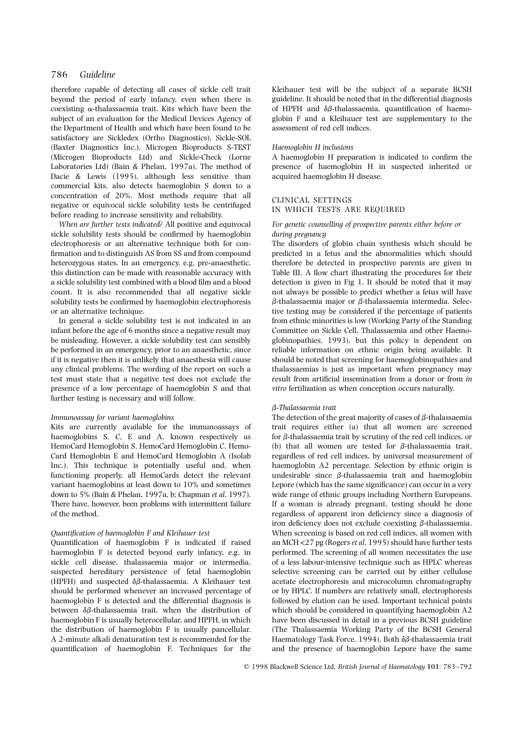therefore capable of detecting all cases of sickle cell trait beyond the period of early infancy, even when there is coexisting α-thalassaemia trait. Kits which have been the subject of an evaluation for the Medical Devices Agency of the Department of Health and which have been found to be satisfactory are Sickledex (Ortho Diagnostics), Sickle-SOL (Baxter Diagnostics Inc.), Microgen Bioproducts S-TEST (Microgen Bioproducts Ltd) and Sickle-Check (Lorne Laboratories Ltd) (Bain & Phelan, 1997a). The method of Dacie & Lewis (1995), although less sensitive than commercial kits, also detects haemoglobin S down to a concentration of 20%. Most methods require that all negative or equivocal sickle solubility tests be centrifuged before reading to increase sensitivity and reliability.

*When are further tests indicated?* All positive and equivocal sickle solubility tests should be confirmed by haemoglobin electrophoresis or an alternative technique both for confirmation and to distinguish AS from SS and from compound heterozygous states. In an emergency, e.g. pre-anaesthetic, this distinction can be made with reasonable accuracy with a sickle solubility test combined with a blood film and a blood count. It is also recommended that all negative sickle solubility tests be confirmed by haemoglobin electrophoresis or an alternative technique.

In general a sickle solubility test is not indicated in an infant before the age of 6 months since a negative result may be misleading. However, a sickle solubility test can sensibly be performed in an emergency, prior to an anaesthetic, since if it is negative then it is unlikely that anaesthesia will cause any clinical problems. The wording of the report on such a test must state that a negative test does not exclude the presence of a low percentage of haemoglobin S and that further testing is necessary and will follow.

*Immunoassay for variant haemoglobins*

Kits are currently available for the immunoassays of haemoglobins S, C, E and A, known respectively as HemoCard Hemoglobin S, HemoCard Hemoglobin C, HemoCard Hemoglobin E and HemoCard Hemoglobin A (Isolab Inc.). This technique is potentially useful and, when functioning properly, all HemoCards detect the relevant variant haemoglobins at least down to 10% and sometimes down to 5% (Bain & Phelan, 1997a, b; Chapman *et al*, 1997). There have, however, been problems with intermittent failure of the method.

*Quantification of haemoglobin F and Kleihauer test*

Quantification of haemoglobin F is indicated if raised haemoglobin F is detected beyond early infancy, e.g. in sickle cell disease, thalassaemia major or intermedia, suspected hereditary persistence of fetal haemoglobin (HPFH) and suspected δβ-thalassaemia. A Kleihauer test should be performed whenever an increased percentage of haemoglobin F is detected and the differential diagnosis is between δβ-thalassaemia trait, when the distribution of haemoglobin F is usually heterocellular, and HPFH, in which the distribution of haemoglobin F is usually pancellular. A 2-minute alkali denaturation test is recommended for the quantification of haemoglobin F. Techniques for the Kleihauer test will be the subject of a separate BCSH guideline. It should be noted that in the differential diagnosis of HPFH and δβ-thalassaemia, quantification of haemoglobin F and a Kleihauer test are supplementary to the assessment of red cell indices.

*Haemoglobin H inclusions*

A haemoglobin H preparation is indicated to confirm the presence of haemoglobin H in suspected inherited or acquired haemoglobin H disease.

## CLINICAL SETTINGS IN WHICH TESTS ARE REQUIRED

*For genetic counselling of prospective parents either before or during pregnancy*

The disorders of globin chain synthesis which should be predicted in a fetus and the abnormalities which should therefore be detected in prospective parents are given in Table III. A flow chart illustrating the procedures for their detection is given in Fig 1. It should be noted that it may not always be possible to predict whether a fetus will have β-thalassaemia major or β-thalassaemia intermedia. Selective testing may be considered if the percentage of patients from ethnic minorities is low (Working Party of the Standing Committee on Sickle Cell, Thalassaemia and other Haemoglobinopathies, 1993), but this policy is dependent on reliable information on ethnic origin being available. It should be noted that screening for haemoglobinopathies and thalassaemias is just as important when pregnancy may result from artificial insemination from a donor or from *in vitro* fertilization as when conception occurs naturally.

*β-Thalassaemia trait*

The detection of the great majority of cases of β-thalassaemia trait requires either (a) that all women are screened for β-thalassaemia trait by scrutiny of the red cell indices, or (b) that all women are tested for β-thalassaemia trait, regardless of red cell indices, by universal measurement of haemoglobin A2 percentage. Selection by ethnic origin is undesirable since β-thalassaemia trait and haemoglobin Lepore (which has the same significance) can occur in a very wide range of ethnic groups including Northern Europeans. If a woman is already pregnant, testing should be done regardless of apparent iron deficiency since a diagnosis of iron deficiency does not exclude coexisting β-thalassaemia. When screening is based on red cell indices, all women with an MCH <27 pg (Rogers *et al*, 1995) should have further tests performed. The screening of all women necessitates the use of a less labour-intensive technique such as HPLC whereas selective screening can be carried out by either cellulose acetate electrophoresis and microcolumn chromatography or by HPLC. If numbers are relatively small, electrophoresis followed by elution can be used. Important technical points which should be considered in quantifying haemoglobin A2 have been discussed in detail in a previous BCSH guideline (The Thalassaemia Working Party of the BCSH General Haematology Task Force, 1994). Both δβ-thalassaemia trait and the presence of haemoglobin Lepore have the same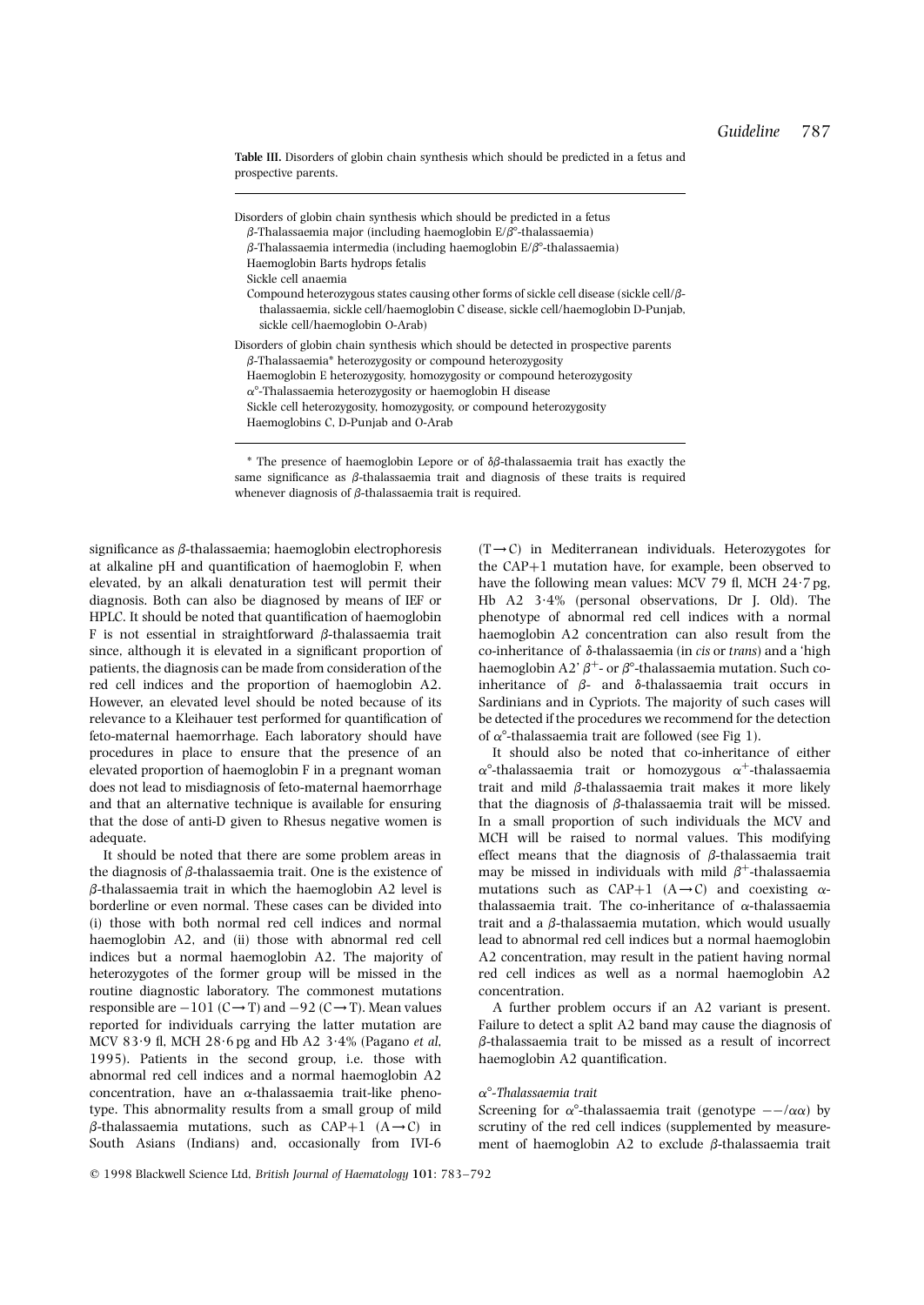**Table III.** Disorders of globin chain synthesis which should be predicted in a fetus and prospective parents.

| |
|---|
| Disorders of globin chain synthesis which should be predicted in a fetus |
| $\beta$-Thalassaemia major (including haemoglobin E/$\beta°$-thalassaemia) |
| $\beta$-Thalassaemia intermedia (including haemoglobin E/$\beta°$-thalassaemia) |
| Haemoglobin Barts hydrops fetalis |
| Sickle cell anaemia |
| Compound heterozygous states causing other forms of sickle cell disease (sickle cell/$\beta$-thalassaemia, sickle cell/haemoglobin C disease, sickle cell/haemoglobin D-Punjab, sickle cell/haemoglobin O-Arab) |
| Disorders of globin chain synthesis which should be detected in prospective parents |
| $\beta$-Thalassaemia* heterozygosity or compound heterozygosity |
| Haemoglobin E heterozygosity, homozygosity or compound heterozygosity |
| $\alpha°$-Thalassaemia heterozygosity or haemoglobin H disease |
| Sickle cell heterozygosity, homozygosity, or compound heterozygosity |
| Haemoglobins C, D-Punjab and O-Arab |

\* The presence of haemoglobin Lepore or of $\delta\beta$-thalassaemia trait has exactly the same significance as $\beta$-thalassaemia trait and diagnosis of these traits is required whenever diagnosis of $\beta$-thalassaemia trait is required.

significance as $\beta$-thalassaemia; haemoglobin electrophoresis at alkaline pH and quantification of haemoglobin F, when elevated, by an alkali denaturation test will permit their diagnosis. Both can also be diagnosed by means of IEF or HPLC. It should be noted that quantification of haemoglobin F is not essential in straightforward $\beta$-thalassaemia trait since, although it is elevated in a significant proportion of patients, the diagnosis can be made from consideration of the red cell indices and the proportion of haemoglobin A2. However, an elevated level should be noted because of its relevance to a Kleihauer test performed for quantification of feto-maternal haemorrhage. Each laboratory should have procedures in place to ensure that the presence of an elevated proportion of haemoglobin F in a pregnant woman does not lead to misdiagnosis of feto-maternal haemorrhage and that an alternative technique is available for ensuring that the dose of anti-D given to Rhesus negative women is adequate.

It should be noted that there are some problem areas in the diagnosis of $\beta$-thalassaemia trait. One is the existence of $\beta$-thalassaemia trait in which the haemoglobin A2 level is borderline or even normal. These cases can be divided into (i) those with both normal red cell indices and normal haemoglobin A2, and (ii) those with abnormal red cell indices but a normal haemoglobin A2. The majority of heterozygotes of the former group will be missed in the routine diagnostic laboratory. The commonest mutations responsible are $-101$ (C$\rightarrow$T) and $-92$ (C$\rightarrow$T). Mean values reported for individuals carrying the latter mutation are MCV 83·9 fl, MCH 28·6 pg and Hb A2 3·4% (Pagano *et al*, 1995). Patients in the second group, i.e. those with abnormal red cell indices and a normal haemoglobin A2 concentration, have an $\alpha$-thalassaemia trait-like phenotype. This abnormality results from a small group of mild $\beta$-thalassaemia mutations, such as CAP+1 (A$\rightarrow$C) in South Asians (Indians) and, occasionally from IVI-6 (T$\rightarrow$C) in Mediterranean individuals. Heterozygotes for the CAP+1 mutation have, for example, been observed to have the following mean values: MCV 79 fl, MCH 24·7 pg, Hb A2 3·4% (personal observations, Dr J. Old). The phenotype of abnormal red cell indices with a normal haemoglobin A2 concentration can also result from the co-inheritance of $\delta$-thalassaemia (in *cis* or *trans*) and a 'high haemoglobin A2' $\beta^+$- or $\beta°$-thalassaemia mutation. Such co-inheritance of $\beta$- and $\delta$-thalassaemia trait occurs in Sardinians and in Cypriots. The majority of such cases will be detected if the procedures we recommend for the detection of $\alpha°$-thalassaemia trait are followed (see Fig 1).

It should also be noted that co-inheritance of either $\alpha°$-thalassaemia trait or homozygous $\alpha^+$-thalassaemia trait and mild $\beta$-thalassaemia trait makes it more likely that the diagnosis of $\beta$-thalassaemia trait will be missed. In a small proportion of such individuals the MCV and MCH will be raised to normal values. This modifying effect means that the diagnosis of $\beta$-thalassaemia trait may be missed in individuals with mild $\beta^+$-thalassaemia mutations such as CAP+1 (A$\rightarrow$C) and coexisting $\alpha$-thalassaemia trait. The co-inheritance of $\alpha$-thalassaemia trait and a $\beta$-thalassaemia mutation, which would usually lead to abnormal red cell indices but a normal haemoglobin A2 concentration, may result in the patient having normal red cell indices as well as a normal haemoglobin A2 concentration.

A further problem occurs if an A2 variant is present. Failure to detect a split A2 band may cause the diagnosis of $\beta$-thalassaemia trait to be missed as a result of incorrect haemoglobin A2 quantification.

*$\alpha°$-Thalassaemia trait*

Screening for $\alpha°$-thalassaemia trait (genotype $--/\alpha\alpha$) by scrutiny of the red cell indices (supplemented by measurement of haemoglobin A2 to exclude $\beta$-thalassaemia trait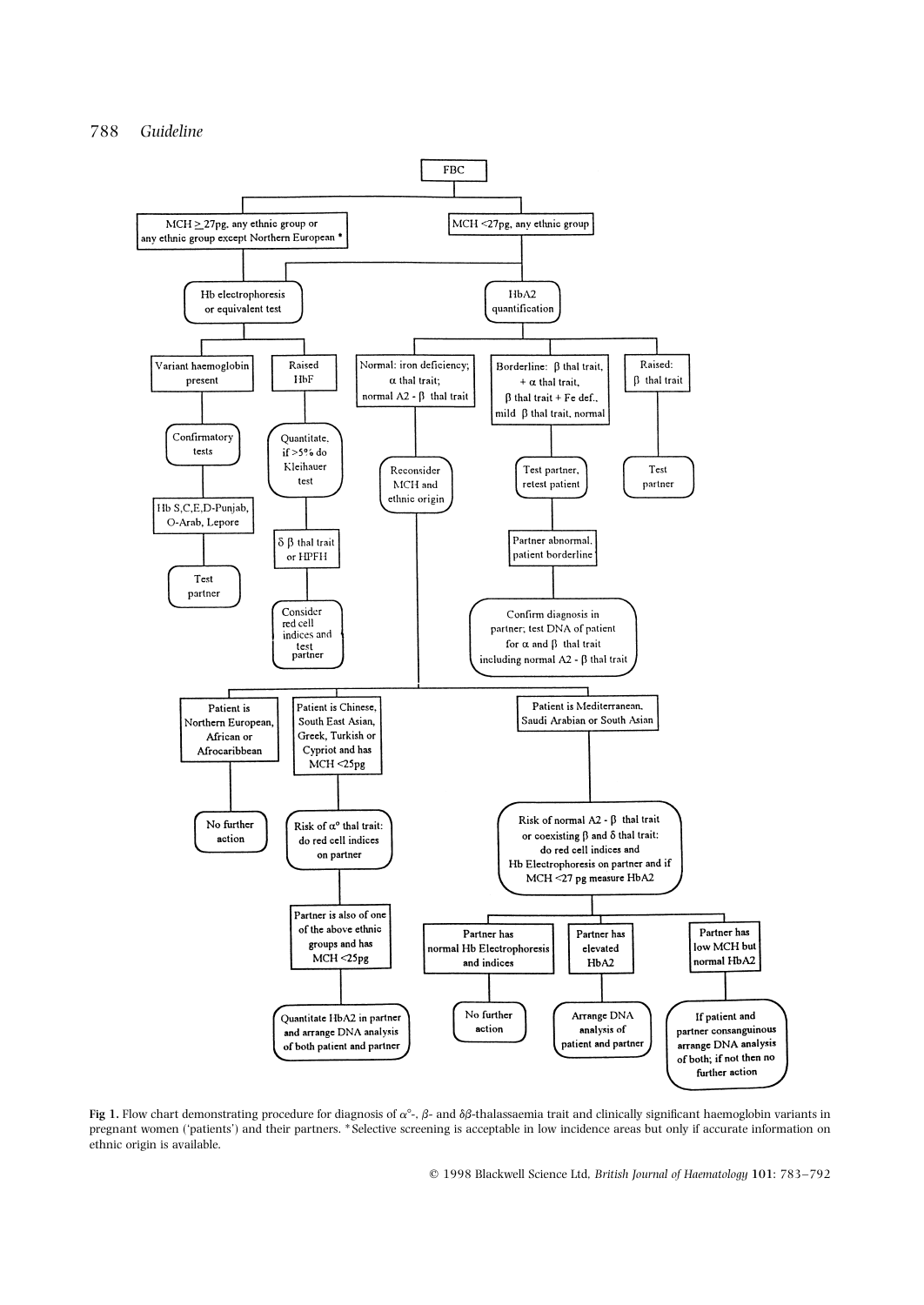FBC

- MCH ≥ 27pg, any ethnic group or any ethnic group except Northern European *
  - Hb electrophoresis or equivalent test
    - Variant haemoglobin present
      - Confirmatory tests
        - Hb S,C,E,D-Punjab, O-Arab, Lepore
          - Test partner
    - Raised HbF
      - Quantitate, if >5% do Kleihauer test
        - δ β thal trait or HPFH
          - Consider red cell indices and test partner
- MCH <27pg, any ethnic group
  - Hb electrophoresis or equivalent test
  - HbA2 quantification
    - Normal: iron deficiency; α thal trait; normal A2 - β thal trait
      - Reconsider MCH and ethnic origin
    - Borderline: β thal trait, + α thal trait, β thal trait + Fe def., mild β thal trait, normal
      - Test partner, retest patient
        - Partner abnormal, patient borderline
          - Confirm diagnosis in partner; test DNA of patient for α and β thal trait including normal A2 - β thal trait
    - Raised: β thal trait
      - Test partner

Following "Reconsider MCH and ethnic origin" and "Confirm diagnosis in partner; test DNA of patient for α and β thal trait including normal A2 - β thal trait":

- Patient is Northern European, African or Afrocaribbean
  - No further action
- Patient is Chinese, South East Asian, Greek, Turkish or Cypriot and has MCH <25pg
  - Risk of α° thal trait: do red cell indices on partner
    - Partner is also of one of the above ethnic groups and has MCH <25pg
      - Quantitate HbA2 in partner and arrange DNA analysis of both patient and partner
- Patient is Mediterranean, Saudi Arabian or South Asian
  - Risk of normal A2 - β thal trait or coexisting β and δ thal trait: do red cell indices and Hb Electrophoresis on partner and if MCH <27 pg measure HbA2
    - Partner has normal Hb Electrophoresis and indices
      - No further action
    - Partner has elevated HbA2
      - Arrange DNA analysis of patient and partner
    - Partner has low MCH but normal HbA2
      - If patient and partner consanguinous arrange DNA analysis of both; if not then no further action

**Fig 1.** Flow chart demonstrating procedure for diagnosis of $\alpha^{\circ}$-, $\beta$- and $\delta\beta$-thalassaemia trait and clinically significant haemoglobin variants in pregnant women ('patients') and their partners. * Selective screening is acceptable in low incidence areas but only if accurate information on ethnic origin is available.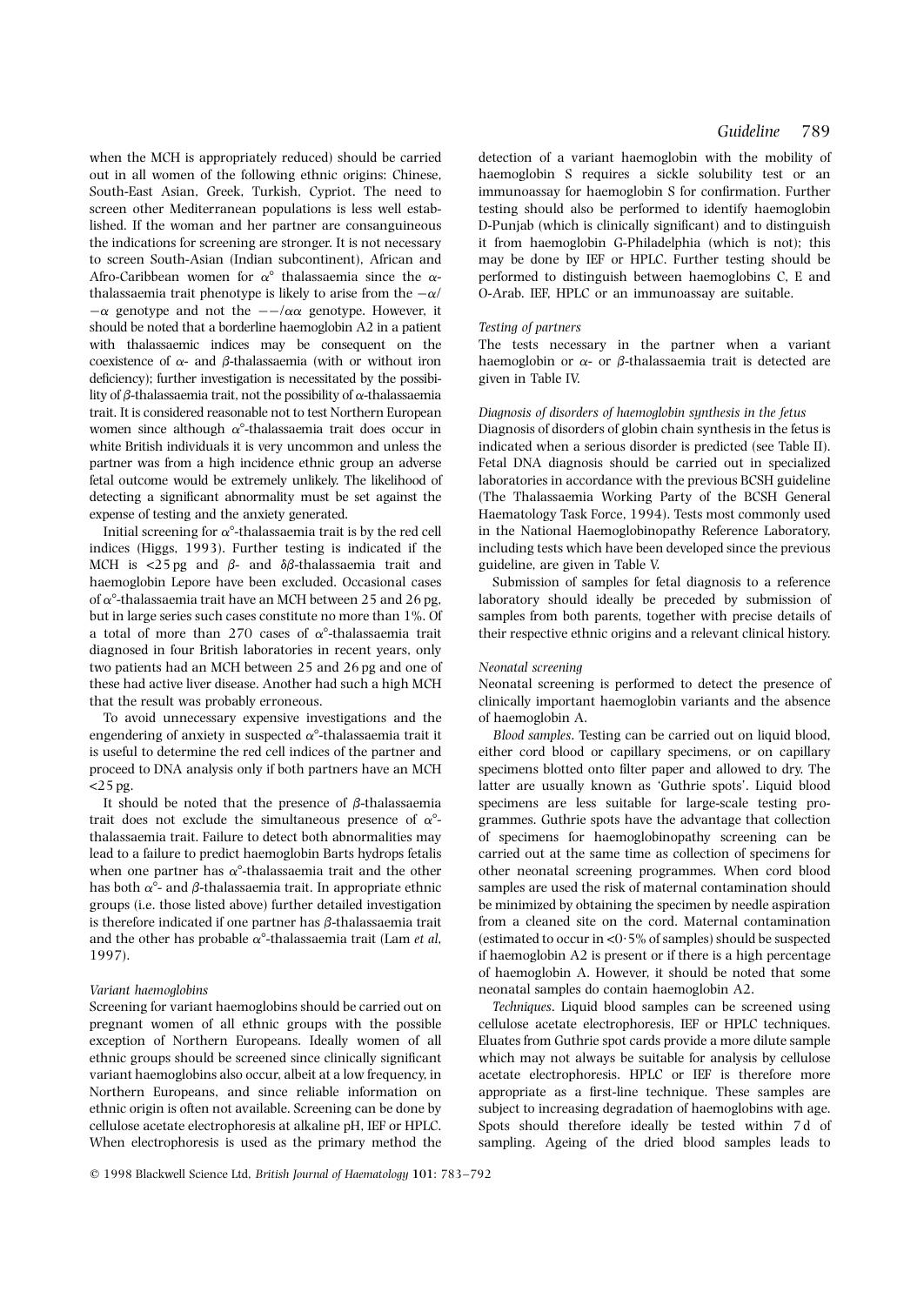when the MCH is appropriately reduced) should be carried out in all women of the following ethnic origins: Chinese, South-East Asian, Greek, Turkish, Cypriot. The need to screen other Mediterranean populations is less well established. If the woman and her partner are consanguineous the indications for screening are stronger. It is not necessary to screen South-Asian (Indian subcontinent), African and Afro-Caribbean women for $\alpha^{\circ}$ thalassaemia since the $\alpha$-thalassaemia trait phenotype is likely to arise from the $-\alpha/-\alpha$ genotype and not the $--/\alpha\alpha$ genotype. However, it should be noted that a borderline haemoglobin A2 in a patient with thalassaemic indices may be consequent on the coexistence of $\alpha$- and $\beta$-thalassaemia (with or without iron deficiency); further investigation is necessitated by the possibility of $\beta$-thalassaemia trait, not the possibility of $\alpha$-thalassaemia trait. It is considered reasonable not to test Northern European women since although $\alpha^{\circ}$-thalassaemia trait does occur in white British individuals it is very uncommon and unless the partner was from a high incidence ethnic group an adverse fetal outcome would be extremely unlikely. The likelihood of detecting a significant abnormality must be set against the expense of testing and the anxiety generated.

Initial screening for $\alpha^{\circ}$-thalassaemia trait is by the red cell indices (Higgs, 1993). Further testing is indicated if the MCH is <25 pg and $\beta$- and $\delta\beta$-thalassaemia trait and haemoglobin Lepore have been excluded. Occasional cases of $\alpha^{\circ}$-thalassaemia trait have an MCH between 25 and 26 pg, but in large series such cases constitute no more than 1%. Of a total of more than 270 cases of $\alpha^{\circ}$-thalassaemia trait diagnosed in four British laboratories in recent years, only two patients had an MCH between 25 and 26 pg and one of these had active liver disease. Another had such a high MCH that the result was probably erroneous.

To avoid unnecessary expensive investigations and the engendering of anxiety in suspected $\alpha^{\circ}$-thalassaemia trait it is useful to determine the red cell indices of the partner and proceed to DNA analysis only if both partners have an MCH <25 pg.

It should be noted that the presence of $\beta$-thalassaemia trait does not exclude the simultaneous presence of $\alpha^{\circ}$-thalassaemia trait. Failure to detect both abnormalities may lead to a failure to predict haemoglobin Barts hydrops fetalis when one partner has $\alpha^{\circ}$-thalassaemia trait and the other has both $\alpha^{\circ}$- and $\beta$-thalassaemia trait. In appropriate ethnic groups (i.e. those listed above) further detailed investigation is therefore indicated if one partner has $\beta$-thalassaemia trait and the other has probable $\alpha^{\circ}$-thalassaemia trait (Lam *et al*, 1997).

*Variant haemoglobins*

Screening for variant haemoglobins should be carried out on pregnant women of all ethnic groups with the possible exception of Northern Europeans. Ideally women of all ethnic groups should be screened since clinically significant variant haemoglobins also occur, albeit at a low frequency, in Northern Europeans, and since reliable information on ethnic origin is often not available. Screening can be done by cellulose acetate electrophoresis at alkaline pH, IEF or HPLC. When electrophoresis is used as the primary method the detection of a variant haemoglobin with the mobility of haemoglobin S requires a sickle solubility test or an immunoassay for haemoglobin S for confirmation. Further testing should also be performed to identify haemoglobin D-Punjab (which is clinically significant) and to distinguish it from haemoglobin G-Philadelphia (which is not); this may be done by IEF or HPLC. Further testing should be performed to distinguish between haemoglobins C, E and O-Arab. IEF, HPLC or an immunoassay are suitable.

*Testing of partners*

The tests necessary in the partner when a variant haemoglobin or $\alpha$- or $\beta$-thalassaemia trait is detected are given in Table IV.

*Diagnosis of disorders of haemoglobin synthesis in the fetus*

Diagnosis of disorders of globin chain synthesis in the fetus is indicated when a serious disorder is predicted (see Table II). Fetal DNA diagnosis should be carried out in specialized laboratories in accordance with the previous BCSH guideline (The Thalassaemia Working Party of the BCSH General Haematology Task Force, 1994). Tests most commonly used in the National Haemoglobinopathy Reference Laboratory, including tests which have been developed since the previous guideline, are given in Table V.

Submission of samples for fetal diagnosis to a reference laboratory should ideally be preceded by submission of samples from both parents, together with precise details of their respective ethnic origins and a relevant clinical history.

*Neonatal screening*

Neonatal screening is performed to detect the presence of clinically important haemoglobin variants and the absence of haemoglobin A.

*Blood samples*. Testing can be carried out on liquid blood, either cord blood or capillary specimens, or on capillary specimens blotted onto filter paper and allowed to dry. The latter are usually known as 'Guthrie spots'. Liquid blood specimens are less suitable for large-scale testing programmes. Guthrie spots have the advantage that collection of specimens for haemoglobinopathy screening can be carried out at the same time as collection of specimens for other neonatal screening programmes. When cord blood samples are used the risk of maternal contamination should be minimized by obtaining the specimen by needle aspiration from a cleaned site on the cord. Maternal contamination (estimated to occur in <0·5% of samples) should be suspected if haemoglobin A2 is present or if there is a high percentage of haemoglobin A. However, it should be noted that some neonatal samples do contain haemoglobin A2.

*Techniques*. Liquid blood samples can be screened using cellulose acetate electrophoresis, IEF or HPLC techniques. Eluates from Guthrie spot cards provide a more dilute sample which may not always be suitable for analysis by cellulose acetate electrophoresis. HPLC or IEF is therefore more appropriate as a first-line technique. These samples are subject to increasing degradation of haemoglobins with age. Spots should therefore ideally be tested within 7 d of sampling. Ageing of the dried blood samples leads to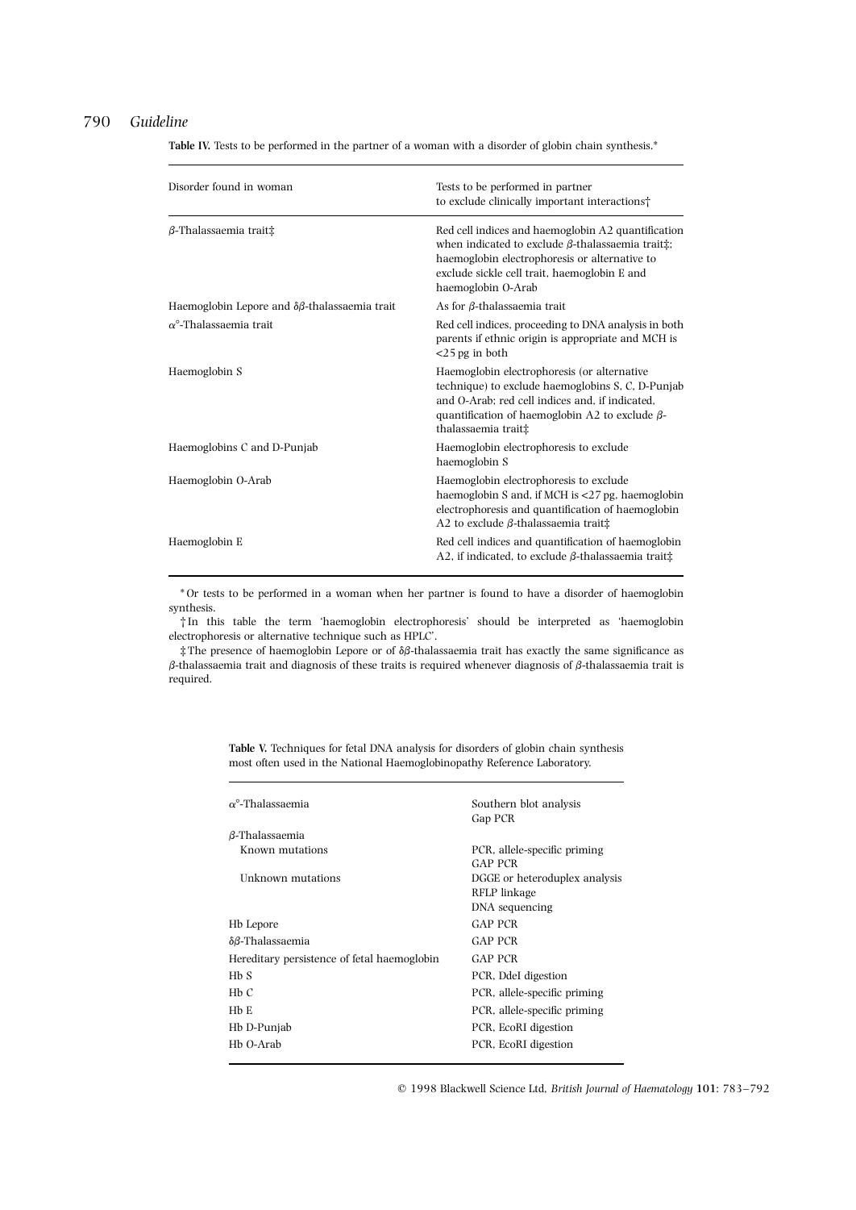**Table IV.** Tests to be performed in the partner of a woman with a disorder of globin chain synthesis.*

| Disorder found in woman | Tests to be performed in partner to exclude clinically important interactions† |
| --- | --- |
| β-Thalassaemia trait‡ | Red cell indices and haemoglobin A2 quantification when indicated to exclude β-thalassaemia trait‡; haemoglobin electrophoresis or alternative to exclude sickle cell trait, haemoglobin E and haemoglobin O-Arab |
| Haemoglobin Lepore and δβ-thalassaemia trait | As for β-thalassaemia trait |
| α°-Thalassaemia trait | Red cell indices, proceeding to DNA analysis in both parents if ethnic origin is appropriate and MCH is <25 pg in both |
| Haemoglobin S | Haemoglobin electrophoresis (or alternative technique) to exclude haemoglobins S, C, D-Punjab and O-Arab; red cell indices and, if indicated, quantification of haemoglobin A2 to exclude β-thalassaemia trait‡ |
| Haemoglobins C and D-Punjab | Haemoglobin electrophoresis to exclude haemoglobin S |
| Haemoglobin O-Arab | Haemoglobin electrophoresis to exclude haemoglobin S and, if MCH is <27 pg, haemoglobin electrophoresis and quantification of haemoglobin A2 to exclude β-thalassaemia trait‡ |
| Haemoglobin E | Red cell indices and quantification of haemoglobin A2, if indicated, to exclude β-thalassaemia trait‡ |

* Or tests to be performed in a woman when her partner is found to have a disorder of haemoglobin synthesis.

† In this table the term 'haemoglobin electrophoresis' should be interpreted as 'haemoglobin electrophoresis or alternative technique such as HPLC'.

‡ The presence of haemoglobin Lepore or of δβ-thalassaemia trait has exactly the same significance as β-thalassaemia trait and diagnosis of these traits is required whenever diagnosis of β-thalassaemia trait is required.

**Table V.** Techniques for fetal DNA analysis for disorders of globin chain synthesis most often used in the National Haemoglobinopathy Reference Laboratory.

| | |
| --- | --- |
| α°-Thalassaemia | Southern blot analysis<br>Gap PCR |
| β-Thalassaemia | |
| Known mutations | PCR, allele-specific priming<br>GAP PCR |
| Unknown mutations | DGGE or heteroduplex analysis<br>RFLP linkage<br>DNA sequencing |
| Hb Lepore | GAP PCR |
| δβ-Thalassaemia | GAP PCR |
| Hereditary persistence of fetal haemoglobin | GAP PCR |
| Hb S | PCR, DdeI digestion |
| Hb C | PCR, allele-specific priming |
| Hb E | PCR, allele-specific priming |
| Hb D-Punjab | PCR, EcoRI digestion |
| Hb O-Arab | PCR, EcoRI digestion |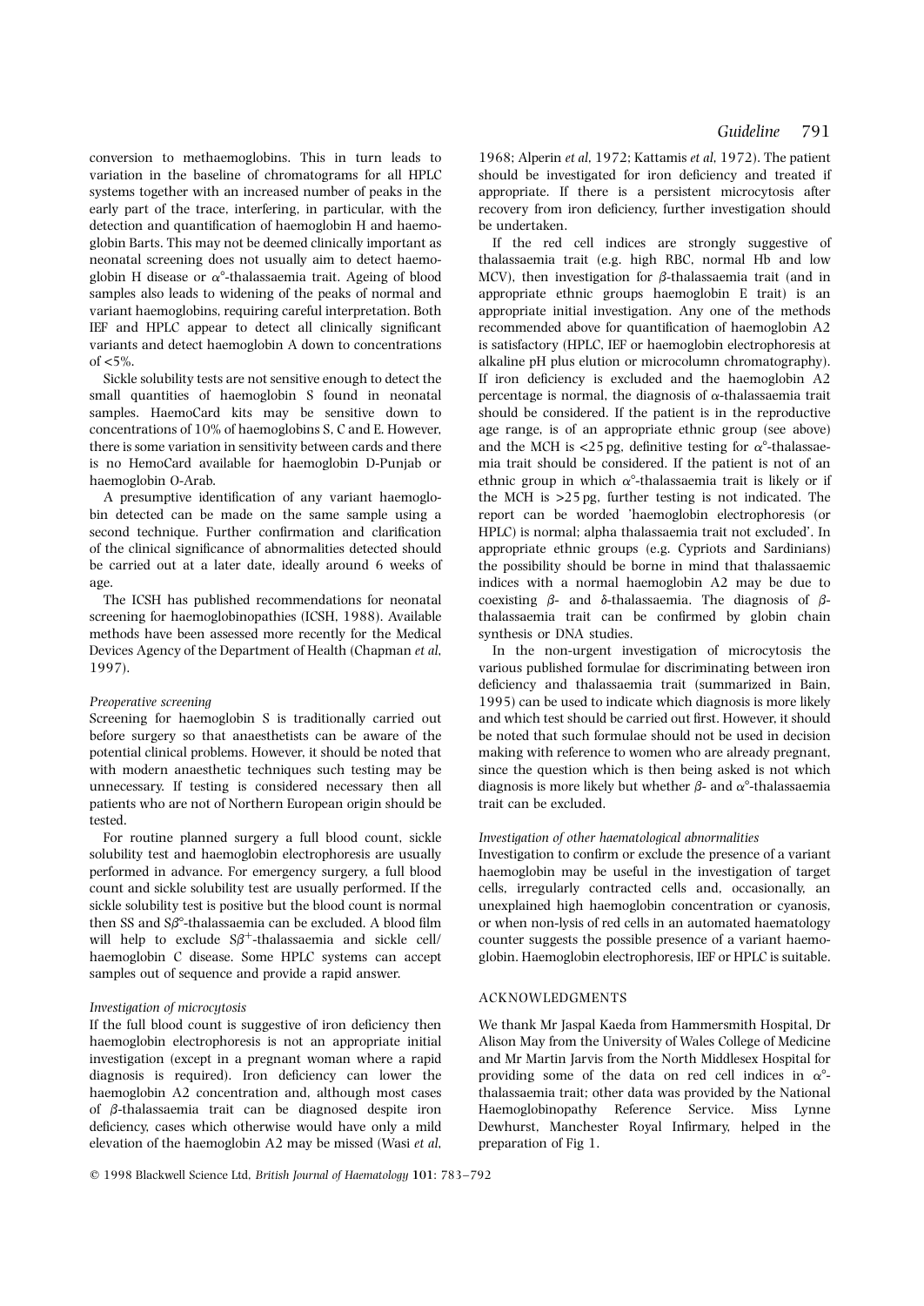conversion to methaemoglobins. This in turn leads to variation in the baseline of chromatograms for all HPLC systems together with an increased number of peaks in the early part of the trace, interfering, in particular, with the detection and quantification of haemoglobin H and haemoglobin Barts. This may not be deemed clinically important as neonatal screening does not usually aim to detect haemoglobin H disease or $\alpha^{\circ}$-thalassaemia trait. Ageing of blood samples also leads to widening of the peaks of normal and variant haemoglobins, requiring careful interpretation. Both IEF and HPLC appear to detect all clinically significant variants and detect haemoglobin A down to concentrations of <5%.

Sickle solubility tests are not sensitive enough to detect the small quantities of haemoglobin S found in neonatal samples. HaemoCard kits may be sensitive down to concentrations of 10% of haemoglobins S, C and E. However, there is some variation in sensitivity between cards and there is no HemoCard available for haemoglobin D-Punjab or haemoglobin O-Arab.

A presumptive identification of any variant haemoglobin detected can be made on the same sample using a second technique. Further confirmation and clarification of the clinical significance of abnormalities detected should be carried out at a later date, ideally around 6 weeks of age.

The ICSH has published recommendations for neonatal screening for haemoglobinopathies (ICSH, 1988). Available methods have been assessed more recently for the Medical Devices Agency of the Department of Health (Chapman *et al*, 1997).

*Preoperative screening*

Screening for haemoglobin S is traditionally carried out before surgery so that anaesthetists can be aware of the potential clinical problems. However, it should be noted that with modern anaesthetic techniques such testing may be unnecessary. If testing is considered necessary then all patients who are not of Northern European origin should be tested.

For routine planned surgery a full blood count, sickle solubility test and haemoglobin electrophoresis are usually performed in advance. For emergency surgery, a full blood count and sickle solubility test are usually performed. If the sickle solubility test is positive but the blood count is normal then SS and $S\beta^{\circ}$-thalassaemia can be excluded. A blood film will help to exclude $S\beta^{+}$-thalassaemia and sickle cell/haemoglobin C disease. Some HPLC systems can accept samples out of sequence and provide a rapid answer.

*Investigation of microcytosis*

If the full blood count is suggestive of iron deficiency then haemoglobin electrophoresis is not an appropriate initial investigation (except in a pregnant woman where a rapid diagnosis is required). Iron deficiency can lower the haemoglobin A2 concentration and, although most cases of $\beta$-thalassaemia trait can be diagnosed despite iron deficiency, cases which otherwise would have only a mild elevation of the haemoglobin A2 may be missed (Wasi *et al*, 1968; Alperin *et al*, 1972; Kattamis *et al*, 1972). The patient should be investigated for iron deficiency and treated if appropriate. If there is a persistent microcytosis after recovery from iron deficiency, further investigation should be undertaken.

If the red cell indices are strongly suggestive of thalassaemia trait (e.g. high RBC, normal Hb and low MCV), then investigation for $\beta$-thalassaemia trait (and in appropriate ethnic groups haemoglobin E trait) is an appropriate initial investigation. Any one of the methods recommended above for quantification of haemoglobin A2 is satisfactory (HPLC, IEF or haemoglobin electrophoresis at alkaline pH plus elution or microcolumn chromatography). If iron deficiency is excluded and the haemoglobin A2 percentage is normal, the diagnosis of $\alpha$-thalassaemia trait should be considered. If the patient is in the reproductive age range, is of an appropriate ethnic group (see above) and the MCH is <25 pg, definitive testing for $\alpha^{\circ}$-thalassaemia trait should be considered. If the patient is not of an ethnic group in which $\alpha^{\circ}$-thalassaemia trait is likely or if the MCH is >25 pg, further testing is not indicated. The report can be worded 'haemoglobin electrophoresis (or HPLC) is normal; alpha thalassaemia trait not excluded'. In appropriate ethnic groups (e.g. Cypriots and Sardinians) the possibility should be borne in mind that thalassaemic indices with a normal haemoglobin A2 may be due to coexisting $\beta$- and $\delta$-thalassaemia. The diagnosis of $\beta$-thalassaemia trait can be confirmed by globin chain synthesis or DNA studies.

In the non-urgent investigation of microcytosis the various published formulae for discriminating between iron deficiency and thalassaemia trait (summarized in Bain, 1995) can be used to indicate which diagnosis is more likely and which test should be carried out first. However, it should be noted that such formulae should not be used in decision making with reference to women who are already pregnant, since the question which is then being asked is not which diagnosis is more likely but whether $\beta$- and $\alpha^{\circ}$-thalassaemia trait can be excluded.

*Investigation of other haematological abnormalities*

Investigation to confirm or exclude the presence of a variant haemoglobin may be useful in the investigation of target cells, irregularly contracted cells and, occasionally, an unexplained high haemoglobin concentration or cyanosis, or when non-lysis of red cells in an automated haematology counter suggests the possible presence of a variant haemoglobin. Haemoglobin electrophoresis, IEF or HPLC is suitable.

## ACKNOWLEDGMENTS

We thank Mr Jaspal Kaeda from Hammersmith Hospital, Dr Alison May from the University of Wales College of Medicine and Mr Martin Jarvis from the North Middlesex Hospital for providing some of the data on red cell indices in $\alpha^{\circ}$-thalassaemia trait; other data was provided by the National Haemoglobinopathy Reference Service. Miss Lynne Dewhurst, Manchester Royal Infirmary, helped in the preparation of Fig 1.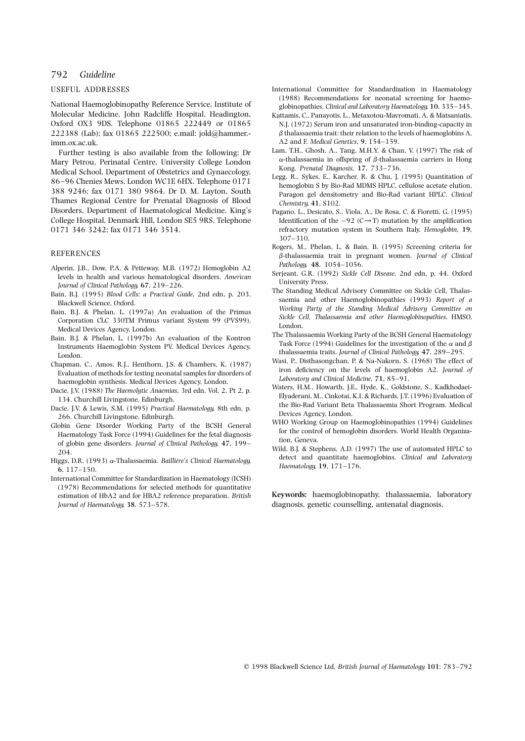## USEFUL ADDRESSES

National Haemoglobinopathy Reference Service, Institute of Molecular Medicine, John Radcliffe Hospital, Headington, Oxford OX3 9DS. Telephone 01865 222449 or 01865 222388 (Lab); fax 01865 222500; e.mail: jold@hammer.imm.ox.ac.uk.

Further testing is also available from the following: Dr Mary Petrou, Perinatal Centre, University College London Medical School, Department of Obstetrics and Gynaecology, 86–96 Chenies Mews, London WC1E 6HX. Telephone 0171 388 9246; fax 0171 380 9864. Dr D. M. Layton, South Thames Regional Centre for Prenatal Diagnosis of Blood Disorders, Department of Haematological Medicine, King's College Hospital, Denmark Hill, London SE5 9RS. Telephone 0171 346 3242; fax 0171 346 3514.

## REFERENCES

Alperin, J.B., Dow, P.A. & Petteway, M.B. (1972) Hemoglobin A2 levels in health and various hematological disorders. *American Journal of Clinical Pathology*, **67**, 219–226.

Bain, B.J. (1995) *Blood Cells: a Practical Guide*, 2nd edn, p. 203. Blackwell Science, Oxford.

Bain, B.J. & Phelan, L. (1997a) An evaluation of the Primus Corporation CLC 330TM Primus variant System 99 (PVS99), Medical Devices Agency, London.

Bain, B.J. & Phelan, L. (1997b) An evaluation of the Kontron Instruments Haemoglobin System PV. Medical Devices Agency, London.

Chapman, C., Amos, R.J., Henthorn, J.S. & Chambers, K. (1987) Evaluation of methods for testing neonatal samples for disorders of haemoglobin synthesis. Medical Devices Agency, London.

Dacie, J.V. (1988) *The Haemolytic Anaemias*, 3rd edn, Vol. 2, Pt 2, p. 134. Churchill Livingstone, Edinburgh.

Dacie, J.V. & Lewis, S.M. (1995) *Practical Haematology*, 8th edn, p. 266. Churchill Livingstone, Edinburgh.

Globin Gene Disorder Working Party of the BCSH General Haematology Task Force (1994) Guidelines for the fetal diagnosis of globin gene disorders. *Journal of Clinical Pathology*, **47**, 199–204.

Higgs, D.R. (1993) α-Thalassaemia. *Baillière's Clinical Haematology*, **6**, 117–150.

International Committee for Standardization in Haematology (ICSH) (1978) Recommendations for selected methods for quantitative estimation of HbA2 and for HBA2 reference preparation. *British Journal of Haematology*, **38**, 573–578.

International Committee for Standardization in Haematology (1988) Recommendations for neonatal screening for haemoglobinopathies. *Clinical and Laboratory Haematology*, **10**, 335–345.

Kattamis, C., Panayotis, L., Metaxotou-Mavromati, A. & Matsaniatis, N.J. (1972) Serum iron and unsaturated iron-binding-capacity in β thalassaemia trait: their relation to the levels of haemoglobins A, A2 and F. *Medical Genetics*, **9**, 154–159.

Lam, T.H., Ghosh, A., Tang, M.H.Y. & Chan, V. (1997) The risk of α-thalassaemia in offspring of β-thalassaemia carriers in Hong Kong. *Prenatal Diagnosis*, **17**, 733–736.

Legg, R., Sykes, E., Karcher, R. & Chu, J. (1995) Quantitation of hemoglobin S by Bio-Rad MDMS HPLC, cellulose acetate elution, Paragon gel densitometry and Bio-Rad variant HPLC. *Clinical Chemistry*, **41**, S102.

Pagano, L., Desicato, S., Viola, A., De Rosa, C. & Fioretti, G. (1995) Identification of the −92 (C→T) mutation by the amplification refractory mutation system in Southern Italy. *Hemoglobin*, **19**, 307–310.

Rogers, M., Phelan, L. & Bain, B. (1995) Screening criteria for β-thalassaemia trait in pregnant women. *Journal of Clinical Pathology*, **48**, 1054–1056.

Serjeant, G.R. (1992) *Sickle Cell Disease*, 2nd edn, p. 44. Oxford University Press.

The Standing Medical Advisory Committee on Sickle Cell, Thalassaemia and other Haemoglobinopathies (1993) *Report of a Working Party of the Standing Medical Advisory Committee on Sickle Cell, Thalassaemia and other Haemoglobinopathies*. HMSO, London.

The Thalassaemia Working Party of the BCSH General Haematology Task Force (1994) Guidelines for the investigation of the α and β thalassaemia traits. *Journal of Clinical Pathology*, **47**, 289–295.

Wasi, P., Disthasongchan, P. & Na-Nakorn, S. (1968) The effect of iron deficiency on the levels of haemoglobin A2. *Journal of Laboratory and Clinical Medicine*, **71**, 85–91.

Waters, H.M., Howarth, J.E., Hyde, K., Goldstone, S., Kadkhodaei-Elyaderani, M., Cinkotai, K.I. & Richards, J.T. (1996) Evaluation of the Bio-Rad Variant Beta Thalassaemia Short Program. Medical Devices Agency, London.

WHO Working Group on Haemoglobinopathies (1994) Guidelines for the control of hemoglobin disorders. World Health Organization, Geneva.

Wild, B.J. & Stephens, A.D. (1997) The use of automated HPLC to detect and quantitate haemoglobins. *Clinical and Laboratory Haematology*, **19**, 171–176.

**Keywords:** haemoglobinopathy, thalassaemia, laboratory diagnosis, genetic counselling, antenatal diagnosis.